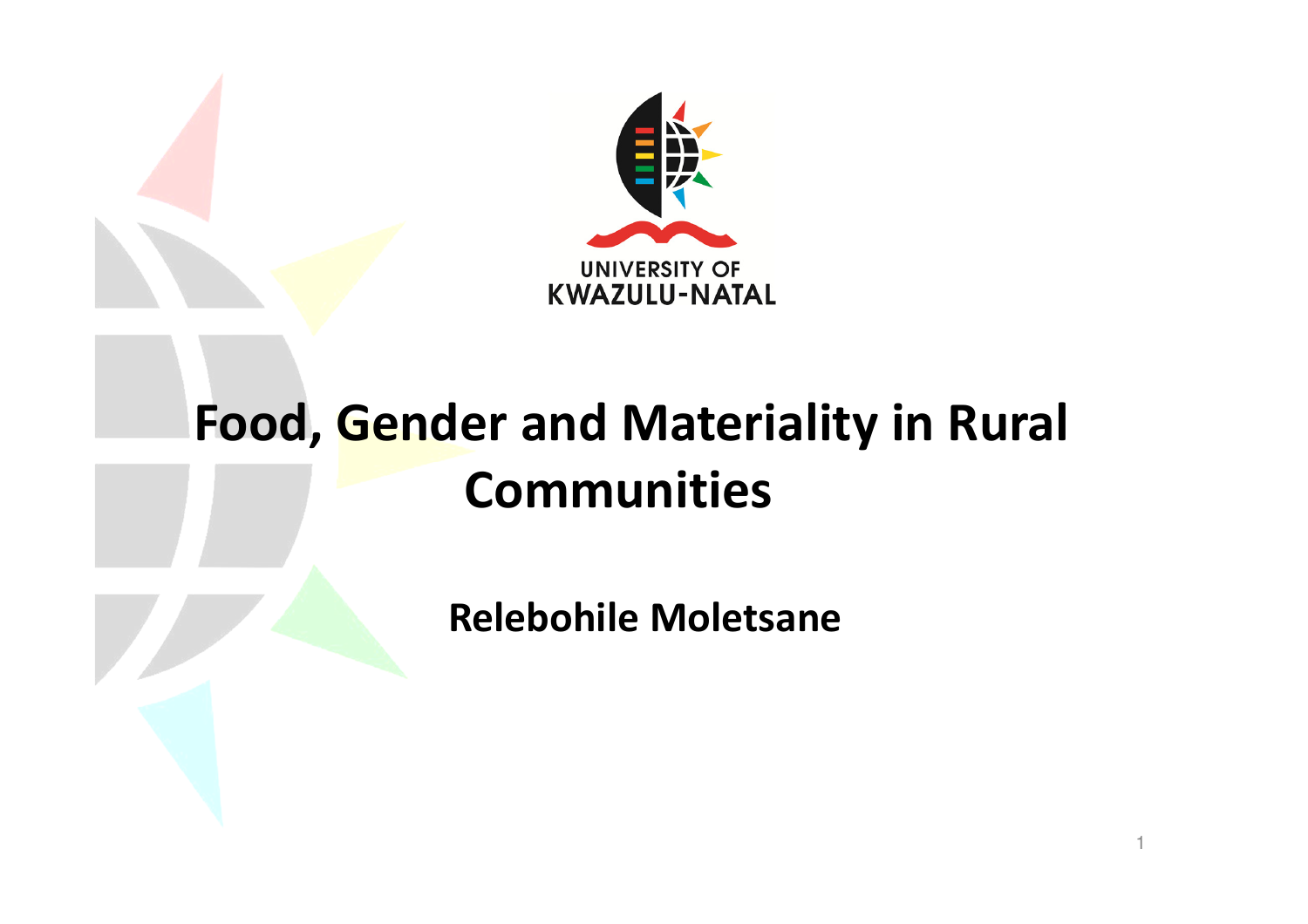UNIVERSITY OF
KWAZULU-NATAL

# Food, Gender and Materiality in Rural Communities

**Relebohile Moletsane**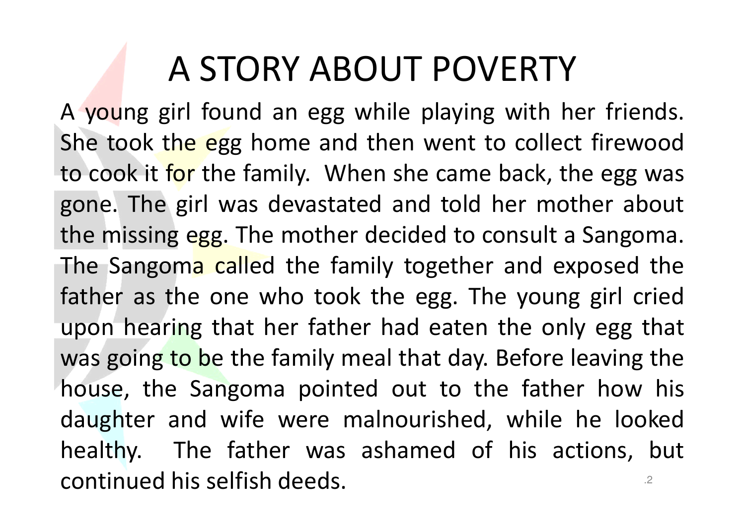# A STORY ABOUT POVERTY

A young girl found an egg while playing with her friends. She took the egg home and then went to collect firewood to cook it for the family. When she came back, the egg was gone. The girl was devastated and told her mother about the missing egg. The mother decided to consult a Sangoma. The Sangoma called the family together and exposed the father as the one who took the egg. The young girl cried upon hearing that her father had eaten the only egg that was going to be the family meal that day. Before leaving the house, the Sangoma pointed out to the father how his daughter and wife were malnourished, while he looked healthy. The father was ashamed of his actions, but continued his selfish deeds.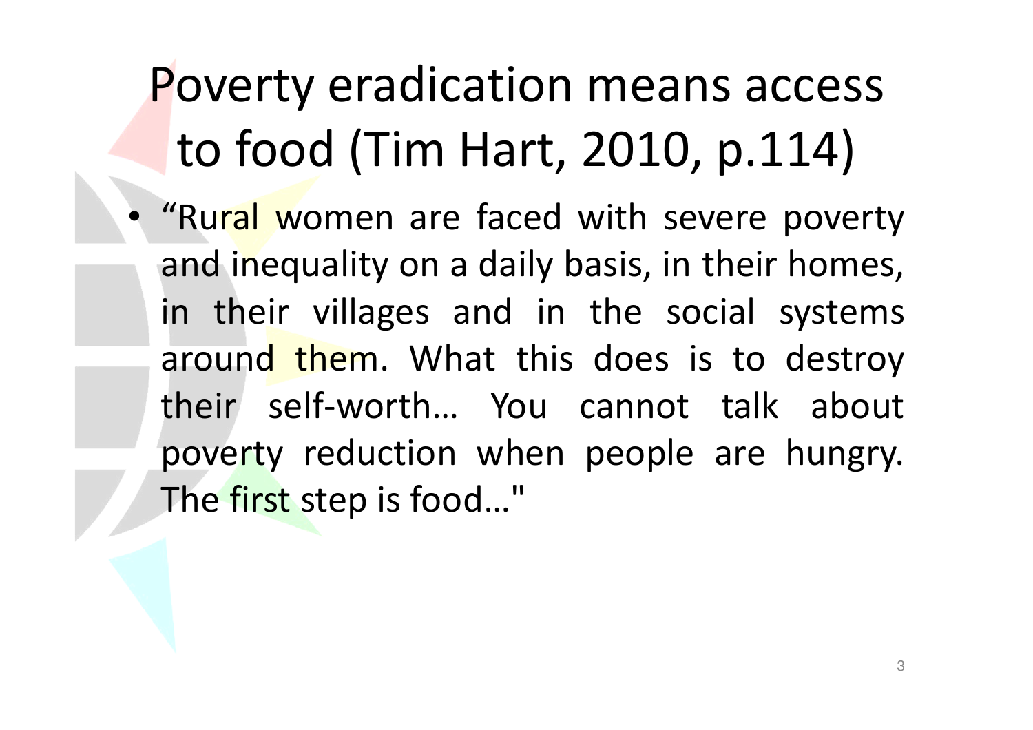# Poverty eradication means access to food (Tim Hart, 2010, p.114)

- “Rural women are faced with severe poverty and inequality on a daily basis, in their homes, in their villages and in the social systems around them. What this does is to destroy their self-worth… You cannot talk about poverty reduction when people are hungry. The first step is food…"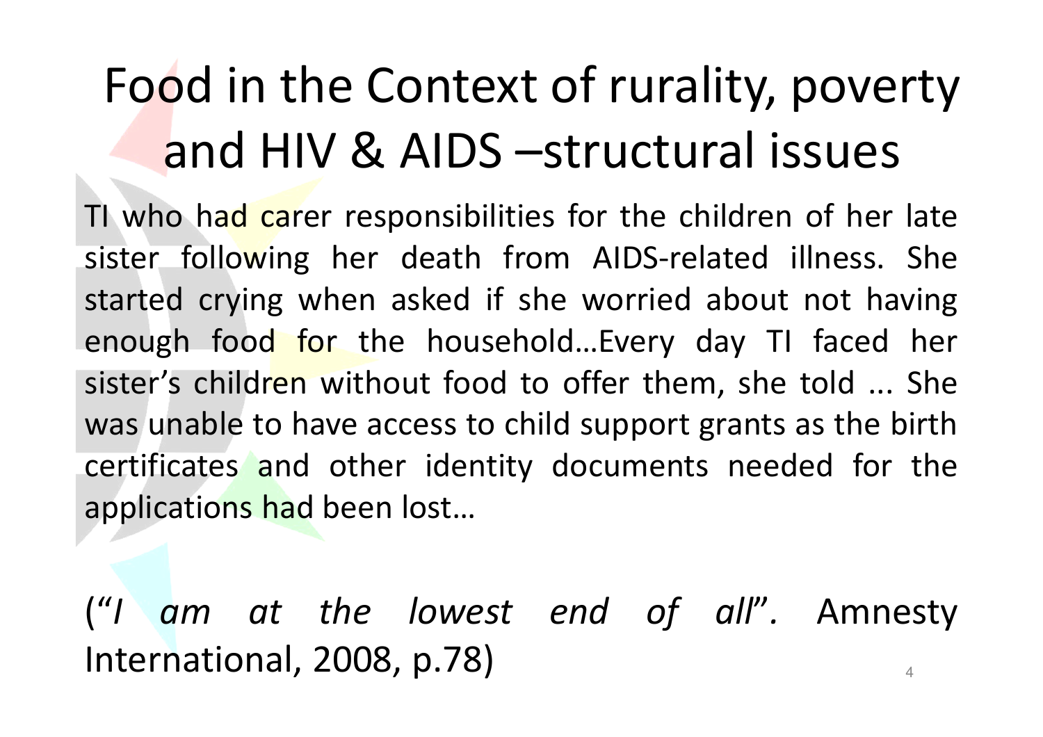# Food in the Context of rurality, poverty and HIV & AIDS –structural issues

TI who had carer responsibilities for the children of her late sister following her death from AIDS-related illness. She started crying when asked if she worried about not having enough food for the household…Every day TI faced her sister's children without food to offer them, she told ... She was unable to have access to child support grants as the birth certificates and other identity documents needed for the applications had been lost…

(*"I am at the lowest end of all".* Amnesty International, 2008, p.78)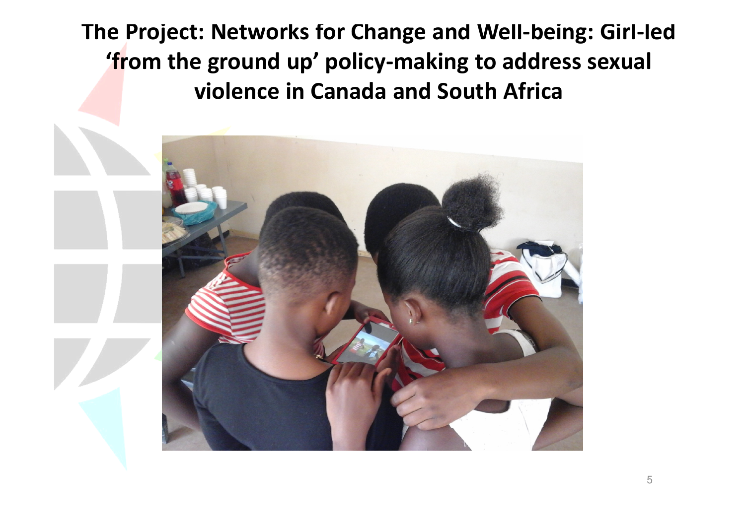# The Project: Networks for Change and Well-being: Girl-led 'from the ground up' policy-making to address sexual violence in Canada and South Africa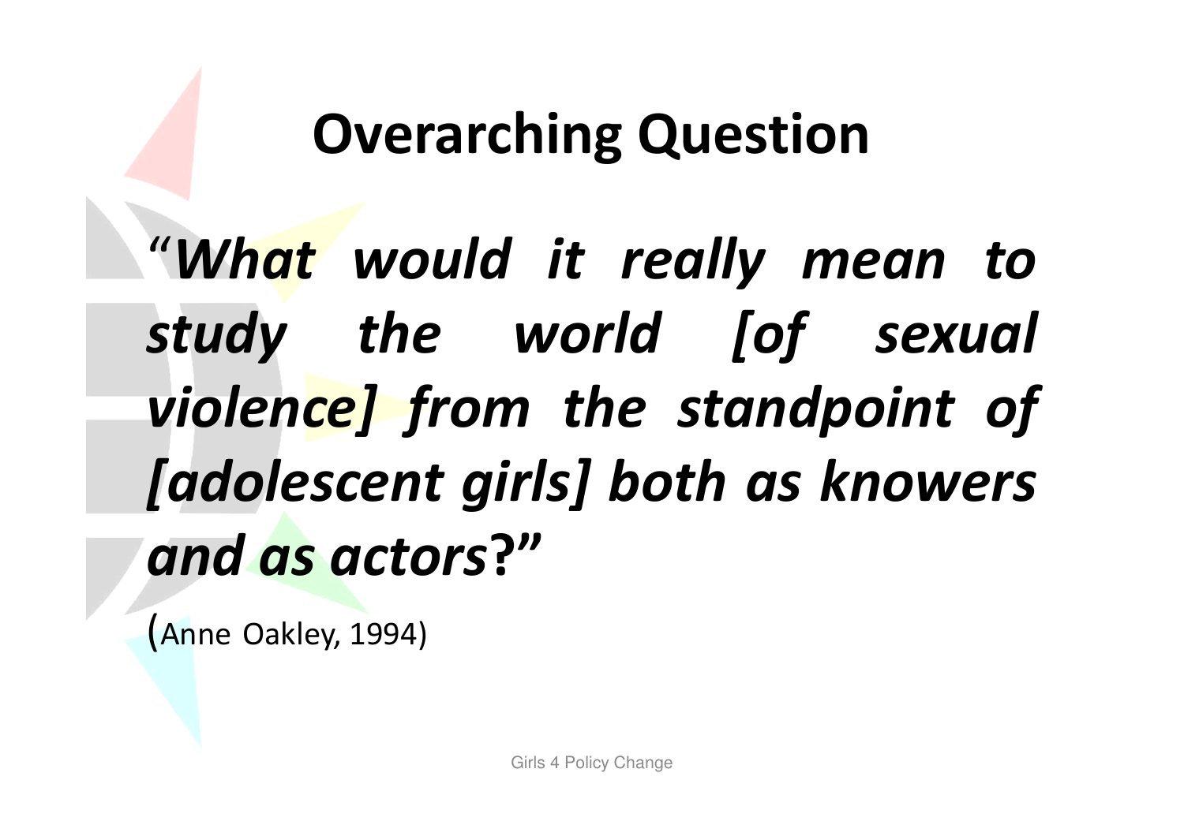# Overarching Question

"***What would it really mean to study the world [of sexual violence] from the standpoint of [adolescent girls] both as knowers and as actors*?"**

(Anne Oakley, 1994)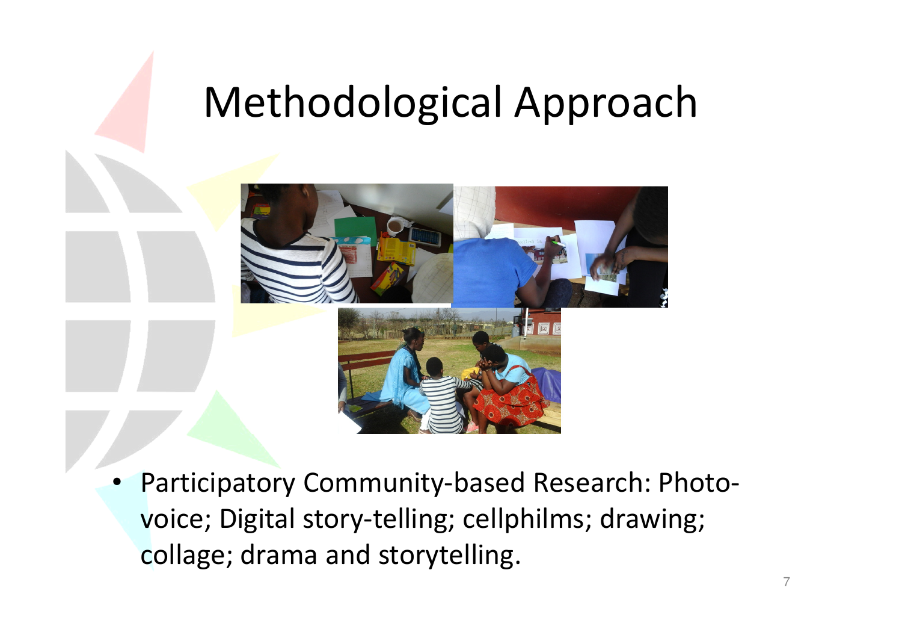# Methodological Approach

- Participatory Community-based Research: Photo-voice; Digital story-telling; cellphilms; drawing; collage; drama and storytelling.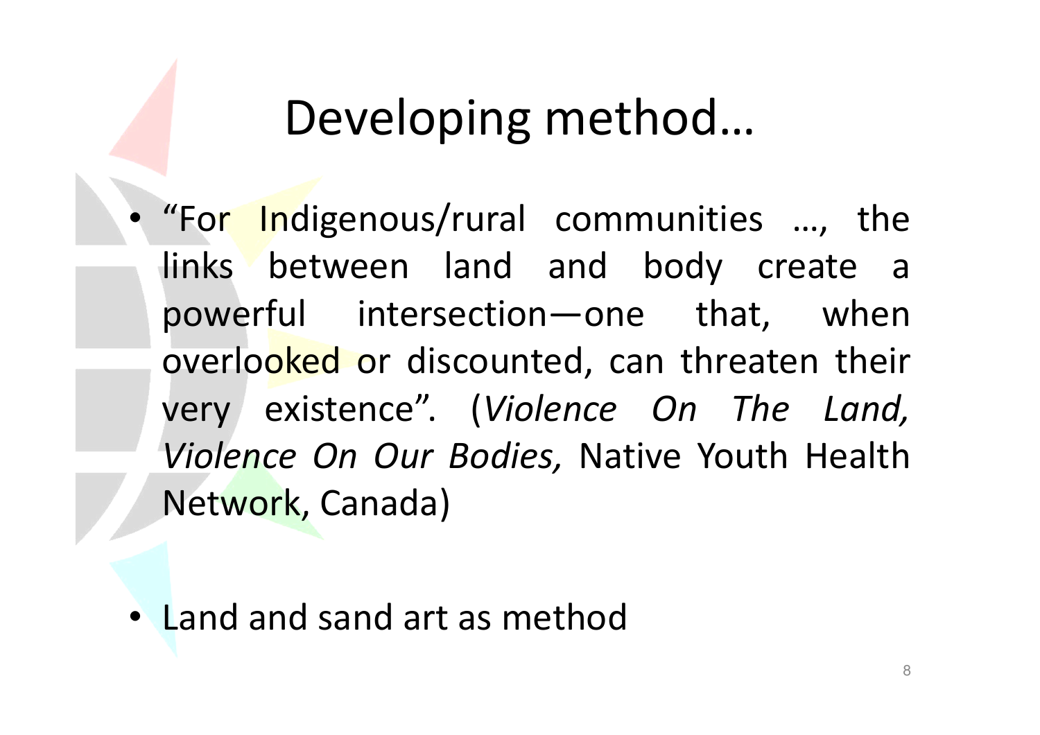# Developing method…

- “For Indigenous/rural communities …, the links between land and body create a powerful intersection—one that, when overlooked or discounted, can threaten their very existence”. (*Violence On The Land, Violence On Our Bodies,* Native Youth Health Network, Canada)

- Land and sand art as method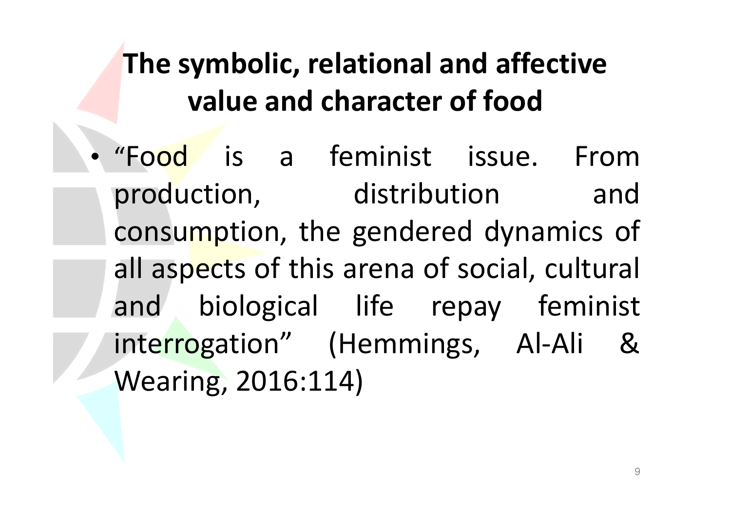# The symbolic, relational and affective value and character of food

- "Food is a feminist issue. From production, distribution and consumption, the gendered dynamics of all aspects of this arena of social, cultural and biological life repay feminist interrogation" (Hemmings, Al-Ali & Wearing, 2016:114)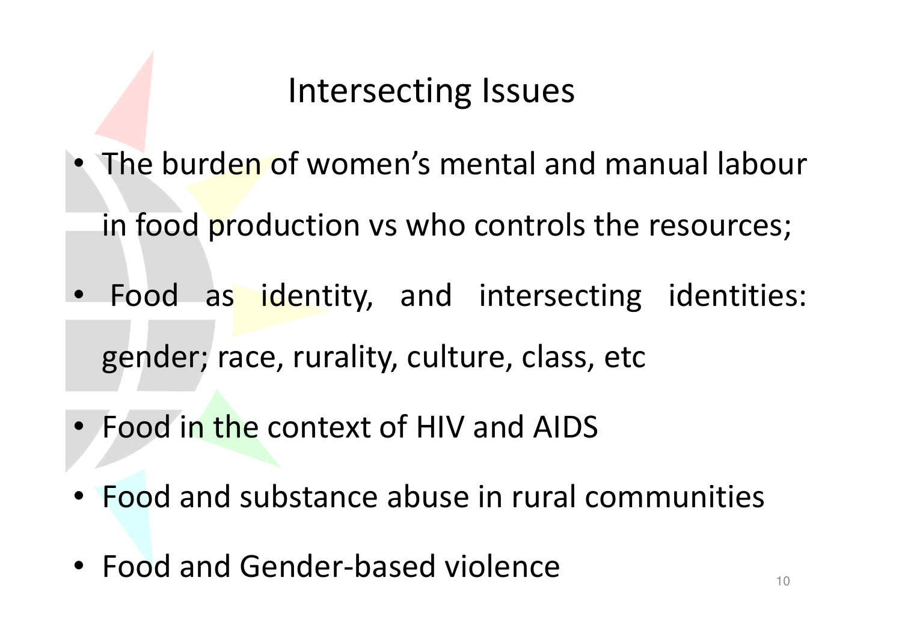# Intersecting Issues

- The burden of women's mental and manual labour in food production vs who controls the resources;
- Food as identity, and intersecting identities: gender; race, rurality, culture, class, etc
- Food in the context of HIV and AIDS
- Food and substance abuse in rural communities
- Food and Gender-based violence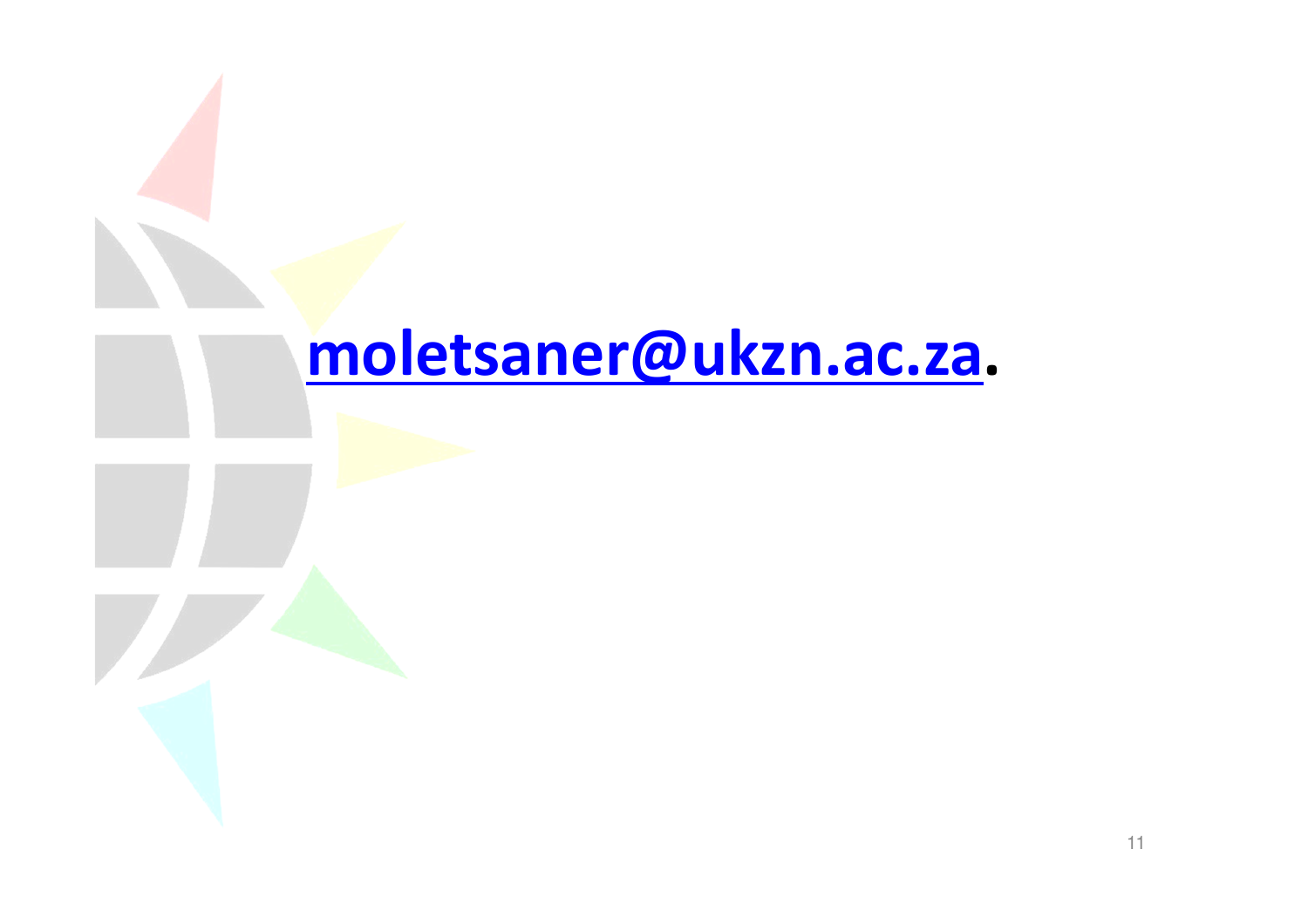[moletsaner@ukzn.ac.za](mailto:moletsaner@ukzn.ac.za).